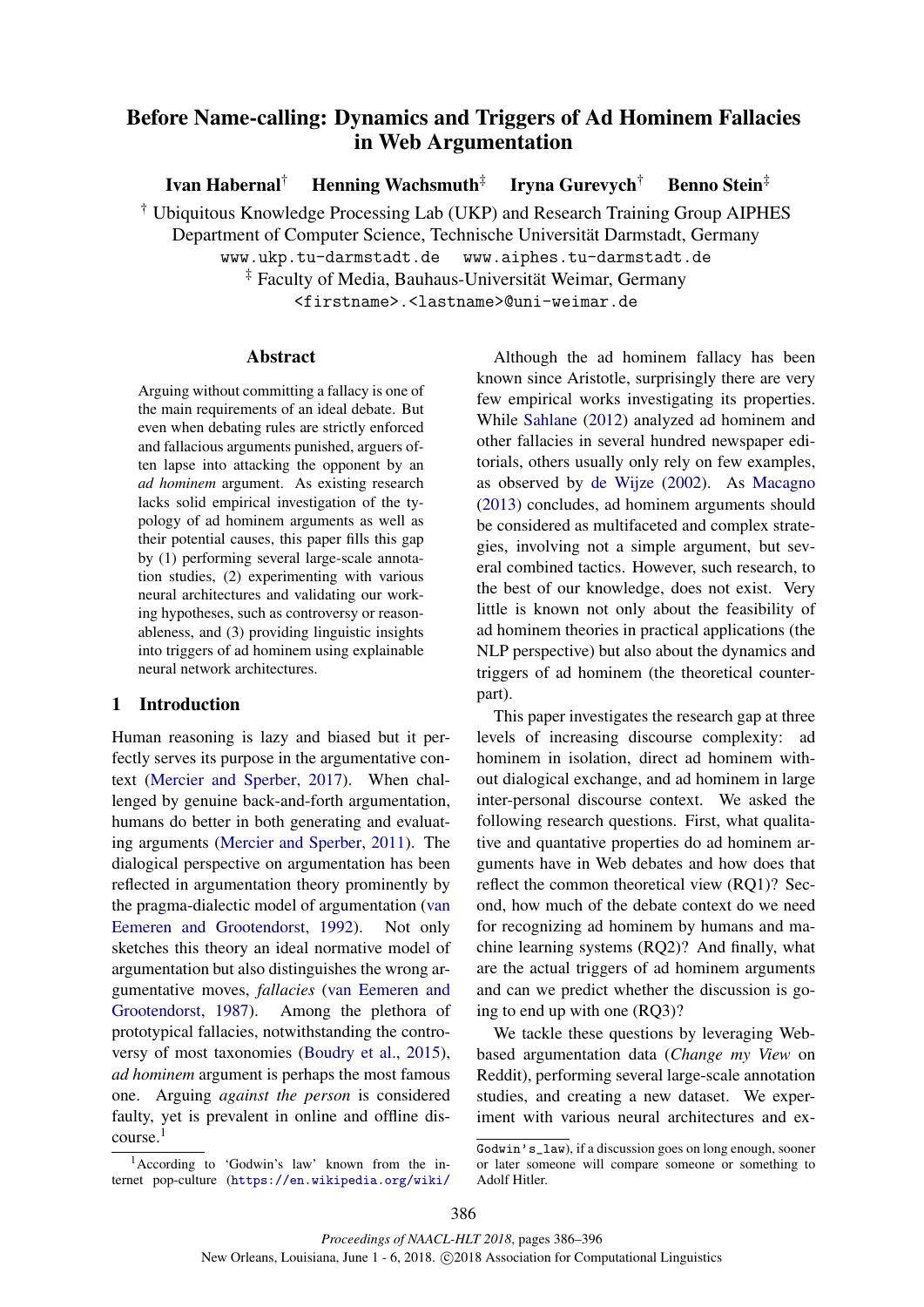# Before Name-calling: Dynamics and Triggers of Ad Hominem Fallacies in Web Argumentation

**Ivan Habernal**[†] **Henning Wachsmuth**[‡] **Iryna Gurevych**[†] **Benno Stein**[‡]

[†] Ubiquitous Knowledge Processing Lab (UKP) and Research Training Group AIPHES
Department of Computer Science, Technische Universität Darmstadt, Germany
www.ukp.tu-darmstadt.de www.aiphes.tu-darmstadt.de
[‡] Faculty of Media, Bauhaus-Universität Weimar, Germany
<firstname>.<lastname>@uni-weimar.de

## Abstract

Arguing without committing a fallacy is one of the main requirements of an ideal debate. But even when debating rules are strictly enforced and fallacious arguments punished, arguers often lapse into attacking the opponent by an *ad hominem* argument. As existing research lacks solid empirical investigation of the typology of ad hominem arguments as well as their potential causes, this paper fills this gap by (1) performing several large-scale annotation studies, (2) experimenting with various neural architectures and validating our working hypotheses, such as controversy or reasonableness, and (3) providing linguistic insights into triggers of ad hominem using explainable neural network architectures.

## 1 Introduction

Human reasoning is lazy and biased but it perfectly serves its purpose in the argumentative context (Mercier and Sperber, 2017). When challenged by genuine back-and-forth argumentation, humans do better in both generating and evaluating arguments (Mercier and Sperber, 2011). The dialogical perspective on argumentation has been reflected in argumentation theory prominently by the pragma-dialectic model of argumentation (van Eemeren and Grootendorst, 1992). Not only sketches this theory an ideal normative model of argumentation but also distinguishes the wrong argumentative moves, *fallacies* (van Eemeren and Grootendorst, 1987). Among the plethora of prototypical fallacies, notwithstanding the controversy of most taxonomies (Boudry et al., 2015), *ad hominem* argument is perhaps the most famous one. Arguing *against the person* is considered faulty, yet is prevalent in online and offline discourse.[1]

Although the ad hominem fallacy has been known since Aristotle, surprisingly there are very few empirical works investigating its properties. While Sahlane (2012) analyzed ad hominem and other fallacies in several hundred newspaper editorials, others usually only rely on few examples, as observed by de Wijze (2002). As Macagno (2013) concludes, ad hominem arguments should be considered as multifaceted and complex strategies, involving not a simple argument, but several combined tactics. However, such research, to the best of our knowledge, does not exist. Very little is known not only about the feasibility of ad hominem theories in practical applications (the NLP perspective) but also about the dynamics and triggers of ad hominem (the theoretical counterpart).

This paper investigates the research gap at three levels of increasing discourse complexity: ad hominem in isolation, direct ad hominem without dialogical exchange, and ad hominem in large inter-personal discourse context. We asked the following research questions. First, what qualitative and quantative properties do ad hominem arguments have in Web debates and how does that reflect the common theoretical view (RQ1)? Second, how much of the debate context do we need for recognizing ad hominem by humans and machine learning systems (RQ2)? And finally, what are the actual triggers of ad hominem arguments and can we predict whether the discussion is going to end up with one (RQ3)?

We tackle these questions by leveraging Web-based argumentation data (*Change my View* on Reddit), performing several large-scale annotation studies, and creating a new dataset. We experiment with various neural architectures and ex-

[1] According to 'Godwin's law' known from the internet pop-culture (https://en.wikipedia.org/wiki/Godwin's_law), if a discussion goes on long enough, sooner or later someone will compare someone or something to Adolf Hitler.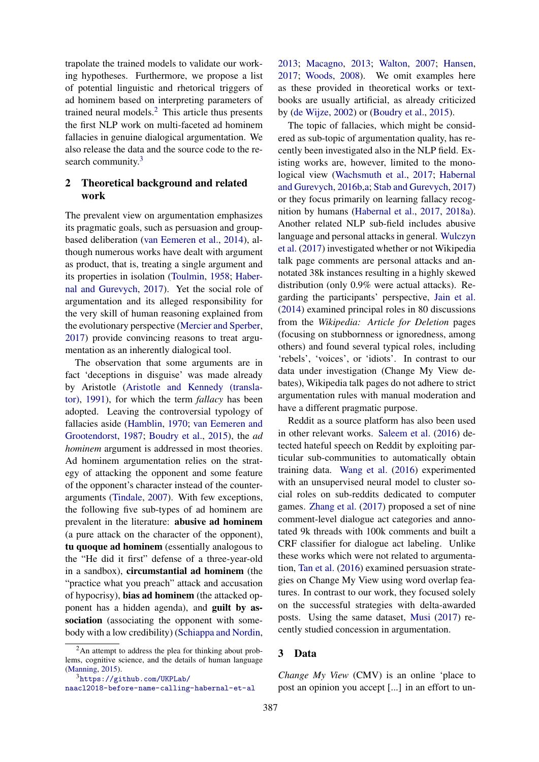trapolate the trained models to validate our working hypotheses. Furthermore, we propose a list of potential linguistic and rhetorical triggers of ad hominem based on interpreting parameters of trained neural models.[2] This article thus presents the first NLP work on multi-faceted ad hominem fallacies in genuine dialogical argumentation. We also release the data and the source code to the research community.[3]

## 2 Theoretical background and related work

The prevalent view on argumentation emphasizes its pragmatic goals, such as persuasion and group-based deliberation (van Eemeren et al., 2014), although numerous works have dealt with argument as product, that is, treating a single argument and its properties in isolation (Toulmin, 1958; Habernal and Gurevych, 2017). Yet the social role of argumentation and its alleged responsibility for the very skill of human reasoning explained from the evolutionary perspective (Mercier and Sperber, 2017) provide convincing reasons to treat argumentation as an inherently dialogical tool.

The observation that some arguments are in fact 'deceptions in disguise' was made already by Aristotle (Aristotle and Kennedy (translator), 1991), for which the term *fallacy* has been adopted. Leaving the controversial typology of fallacies aside (Hamblin, 1970; van Eemeren and Grootendorst, 1987; Boudry et al., 2015), the *ad hominem* argument is addressed in most theories. Ad hominem argumentation relies on the strategy of attacking the opponent and some feature of the opponent's character instead of the counter-arguments (Tindale, 2007). With few exceptions, the following five sub-types of ad hominem are prevalent in the literature: **abusive ad hominem** (a pure attack on the character of the opponent), **tu quoque ad hominem** (essentially analogous to the "He did it first" defense of a three-year-old in a sandbox), **circumstantial ad hominem** (the "practice what you preach" attack and accusation of hypocrisy), **bias ad hominem** (the attacked opponent has a hidden agenda), and **guilt by association** (associating the opponent with somebody with a low credibility) (Schiappa and Nordin, 2013; Macagno, 2013; Walton, 2007; Hansen, 2017; Woods, 2008). We omit examples here as these provided in theoretical works or textbooks are usually artificial, as already criticized by (de Wijze, 2002) or (Boudry et al., 2015).

The topic of fallacies, which might be considered as sub-topic of argumentation quality, has recently been investigated also in the NLP field. Existing works are, however, limited to the monological view (Wachsmuth et al., 2017; Habernal and Gurevych, 2016b,a; Stab and Gurevych, 2017) or they focus primarily on learning fallacy recognition by humans (Habernal et al., 2017, 2018a). Another related NLP sub-field includes abusive language and personal attacks in general. Wulczyn et al. (2017) investigated whether or not Wikipedia talk page comments are personal attacks and annotated 38k instances resulting in a highly skewed distribution (only 0.9% were actual attacks). Regarding the participants' perspective, Jain et al. (2014) examined principal roles in 80 discussions from the *Wikipedia: Article for Deletion* pages (focusing on stubbornness or ignoredness, among others) and found several typical roles, including 'rebels', 'voices', or 'idiots'. In contrast to our data under investigation (Change My View debates), Wikipedia talk pages do not adhere to strict argumentation rules with manual moderation and have a different pragmatic purpose.

Reddit as a source platform has also been used in other relevant works. Saleem et al. (2016) detected hateful speech on Reddit by exploiting particular sub-communities to automatically obtain training data. Wang et al. (2016) experimented with an unsupervised neural model to cluster social roles on sub-reddits dedicated to computer games. Zhang et al. (2017) proposed a set of nine comment-level dialogue act categories and annotated 9k threads with 100k comments and built a CRF classifier for dialogue act labeling. Unlike these works which were not related to argumentation, Tan et al. (2016) examined persuasion strategies on Change My View using word overlap features. In contrast to our work, they focused solely on the successful strategies with delta-awarded posts. Using the same dataset, Musi (2017) recently studied concession in argumentation.

## 3 Data

*Change My View* (CMV) is an online 'place to post an opinion you accept [...] in an effort to un-

[2] An attempt to address the plea for thinking about problems, cognitive science, and the details of human language (Manning, 2015).

[3] https://github.com/UKPLab/naacl2018-before-name-calling-habernal-et-al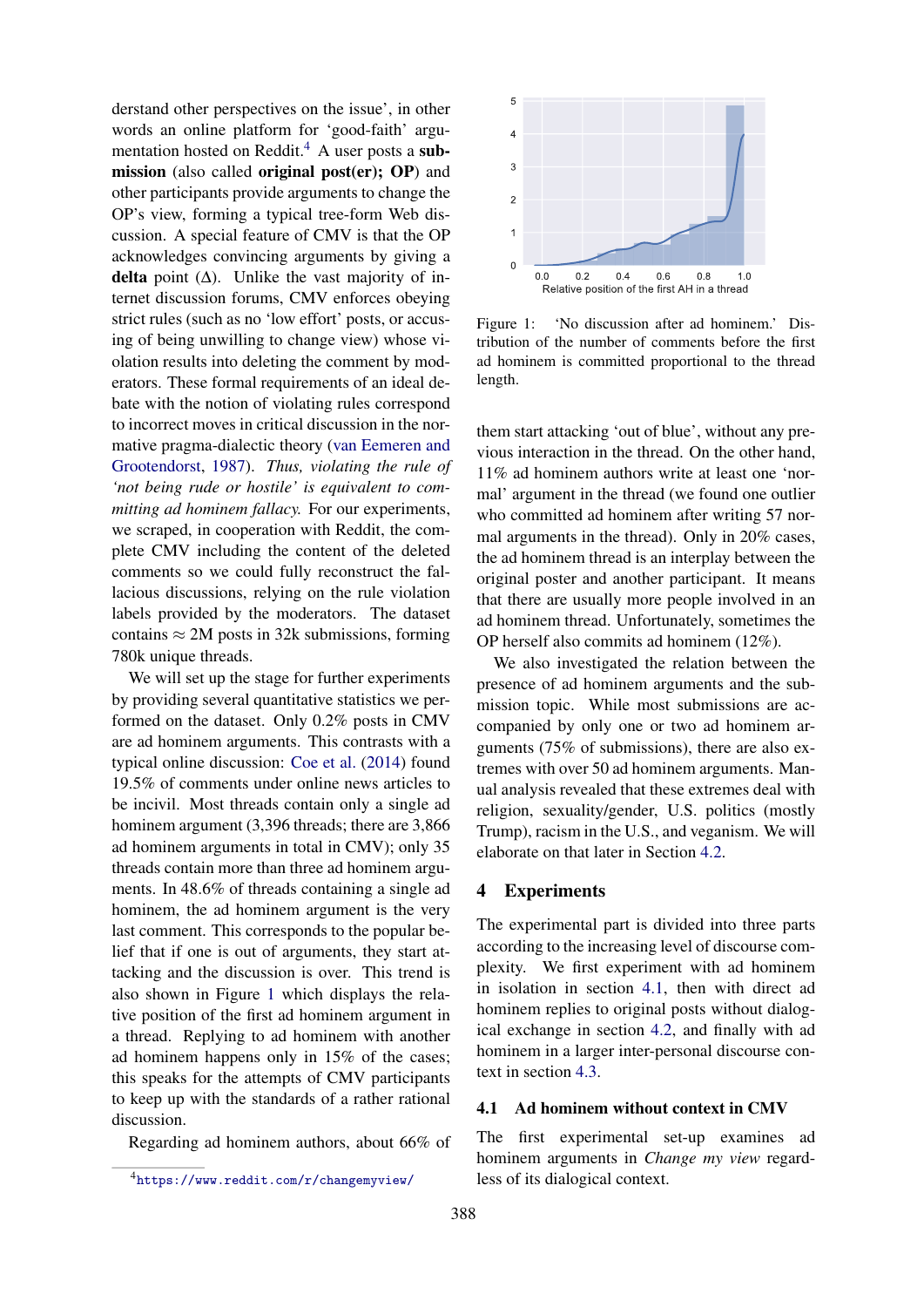derstand other perspectives on the issue', in other words an online platform for 'good-faith' argumentation hosted on Reddit.[4] A user posts a **submission** (also called **original post(er); OP**) and other participants provide arguments to change the OP's view, forming a typical tree-form Web discussion. A special feature of CMV is that the OP acknowledges convincing arguments by giving a **delta** point (Δ). Unlike the vast majority of internet discussion forums, CMV enforces obeying strict rules (such as no 'low effort' posts, or accusing of being unwilling to change view) whose violation results into deleting the comment by moderators. These formal requirements of an ideal debate with the notion of violating rules correspond to incorrect moves in critical discussion in the normative pragma-dialectic theory (van Eemeren and Grootendorst, 1987). *Thus, violating the rule of 'not being rude or hostile' is equivalent to committing ad hominem fallacy.* For our experiments, we scraped, in cooperation with Reddit, the complete CMV including the content of the deleted comments so we could fully reconstruct the fallacious discussions, relying on the rule violation labels provided by the moderators. The dataset contains ≈ 2M posts in 32k submissions, forming 780k unique threads.

We will set up the stage for further experiments by providing several quantitative statistics we performed on the dataset. Only 0.2% posts in CMV are ad hominem arguments. This contrasts with a typical online discussion: Coe et al. (2014) found 19.5% of comments under online news articles to be incivil. Most threads contain only a single ad hominem argument (3,396 threads; there are 3,866 ad hominem arguments in total in CMV); only 35 threads contain more than three ad hominem arguments. In 48.6% of threads containing a single ad hominem, the ad hominem argument is the very last comment. This corresponds to the popular belief that if one is out of arguments, they start attacking and the discussion is over. This trend is also shown in Figure 1 which displays the relative position of the first ad hominem argument in a thread. Replying to ad hominem with another ad hominem happens only in 15% of the cases; this speaks for the attempts of CMV participants to keep up with the standards of a rather rational discussion.

Regarding ad hominem authors, about 66% of them start attacking 'out of blue', without any previous interaction in the thread. On the other hand, 11% ad hominem authors write at least one 'normal' argument in the thread (we found one outlier who committed ad hominem after writing 57 normal arguments in the thread). Only in 20% cases, the ad hominem thread is an interplay between the original poster and another participant. It means that there are usually more people involved in an ad hominem thread. Unfortunately, sometimes the OP herself also commits ad hominem (12%).

Figure 1: 'No discussion after ad hominem.' Distribution of the number of comments before the first ad hominem is committed proportional to the thread length.

We also investigated the relation between the presence of ad hominem arguments and the submission topic. While most submissions are accompanied by only one or two ad hominem arguments (75% of submissions), there are also extremes with over 50 ad hominem arguments. Manual analysis revealed that these extremes deal with religion, sexuality/gender, U.S. politics (mostly Trump), racism in the U.S., and veganism. We will elaborate on that later in Section 4.2.

## 4 Experiments

The experimental part is divided into three parts according to the increasing level of discourse complexity. We first experiment with ad hominem in isolation in section 4.1, then with direct ad hominem replies to original posts without dialogical exchange in section 4.2, and finally with ad hominem in a larger inter-personal discourse context in section 4.3.

### 4.1 Ad hominem without context in CMV

The first experimental set-up examines ad hominem arguments in *Change my view* regardless of its dialogical context.

[4] https://www.reddit.com/r/changemyview/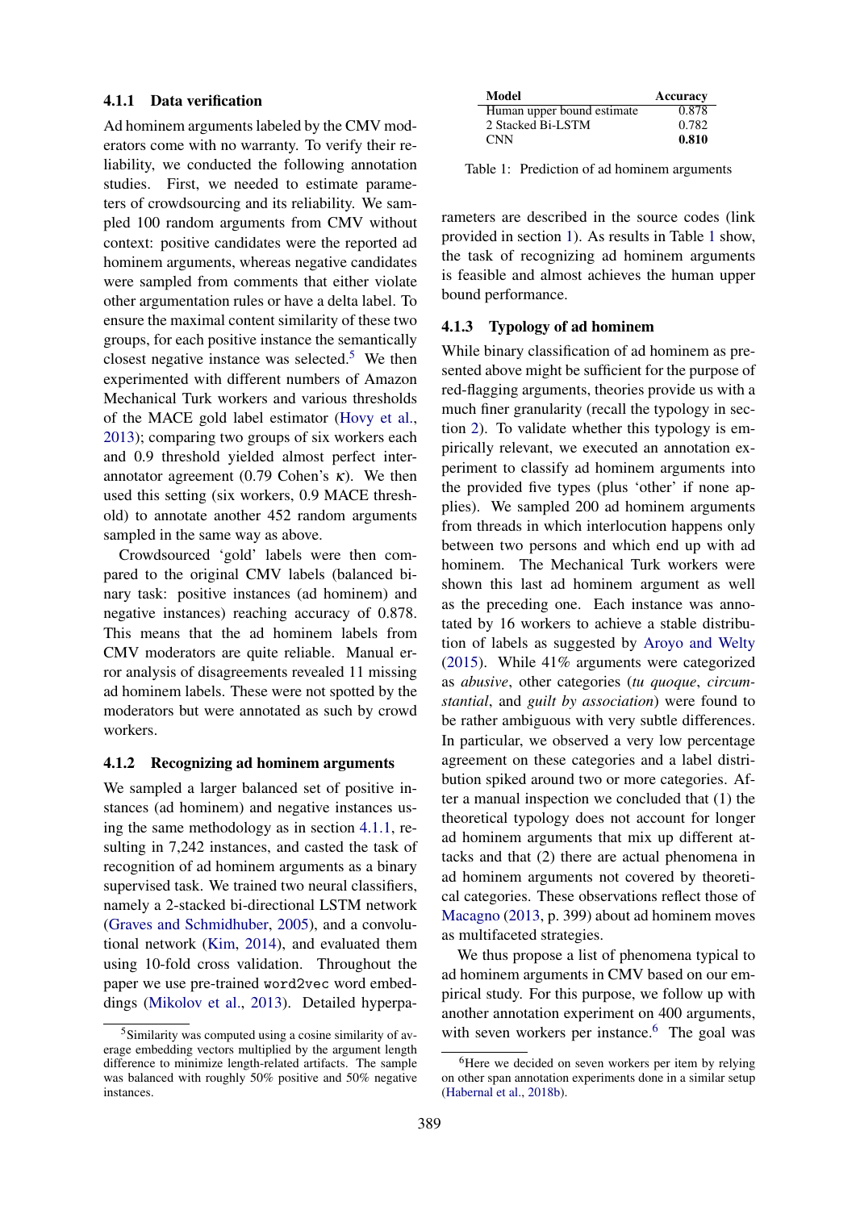#### 4.1.1 Data verification

Ad hominem arguments labeled by the CMV moderators come with no warranty. To verify their reliability, we conducted the following annotation studies. First, we needed to estimate parameters of crowdsourcing and its reliability. We sampled 100 random arguments from CMV without context: positive candidates were the reported ad hominem arguments, whereas negative candidates were sampled from comments that either violate other argumentation rules or have a delta label. To ensure the maximal content similarity of these two groups, for each positive instance the semantically closest negative instance was selected.[5] We then experimented with different numbers of Amazon Mechanical Turk workers and various thresholds of the MACE gold label estimator (Hovy et al., 2013); comparing two groups of six workers each and 0.9 threshold yielded almost perfect inter-annotator agreement (0.79 Cohen's $\kappa$). We then used this setting (six workers, 0.9 MACE threshold) to annotate another 452 random arguments sampled in the same way as above.

Crowdsourced 'gold' labels were then compared to the original CMV labels (balanced binary task: positive instances (ad hominem) and negative instances) reaching accuracy of 0.878. This means that the ad hominem labels from CMV moderators are quite reliable. Manual error analysis of disagreements revealed 11 missing ad hominem labels. These were not spotted by the moderators but were annotated as such by crowd workers.

#### 4.1.2 Recognizing ad hominem arguments

We sampled a larger balanced set of positive instances (ad hominem) and negative instances using the same methodology as in section 4.1.1, resulting in 7,242 instances, and casted the task of recognition of ad hominem arguments as a binary supervised task. We trained two neural classifiers, namely a 2-stacked bi-directional LSTM network (Graves and Schmidhuber, 2005), and a convolutional network (Kim, 2014), and evaluated them using 10-fold cross validation. Throughout the paper we use pre-trained `word2vec` word embeddings (Mikolov et al., 2013). Detailed hyperparameters are described in the source codes (link provided in section 1). As results in Table 1 show, the task of recognizing ad hominem arguments is feasible and almost achieves the human upper bound performance.

| Model | Accuracy |
|---|---|
| Human upper bound estimate | 0.878 |
| 2 Stacked Bi-LSTM | 0.782 |
| CNN | **0.810** |

Table 1: Prediction of ad hominem arguments

#### 4.1.3 Typology of ad hominem

While binary classification of ad hominem as presented above might be sufficient for the purpose of red-flagging arguments, theories provide us with a much finer granularity (recall the typology in section 2). To validate whether this typology is empirically relevant, we executed an annotation experiment to classify ad hominem arguments into the provided five types (plus 'other' if none applies). We sampled 200 ad hominem arguments from threads in which interlocution happens only between two persons and which end up with ad hominem. The Mechanical Turk workers were shown this last ad hominem argument as well as the preceding one. Each instance was annotated by 16 workers to achieve a stable distribution of labels as suggested by Aroyo and Welty (2015). While 41% arguments were categorized as *abusive*, other categories (*tu quoque*, *circumstantial*, and *guilt by association*) were found to be rather ambiguous with very subtle differences. In particular, we observed a very low percentage agreement on these categories and a label distribution spiked around two or more categories. After a manual inspection we concluded that (1) the theoretical typology does not account for longer ad hominem arguments that mix up different attacks and that (2) there are actual phenomena in ad hominem arguments not covered by theoretical categories. These observations reflect those of Macagno (2013, p. 399) about ad hominem moves as multifaceted strategies.

We thus propose a list of phenomena typical to ad hominem arguments in CMV based on our empirical study. For this purpose, we follow up with another annotation experiment on 400 arguments, with seven workers per instance.[6] The goal was

[5] Similarity was computed using a cosine similarity of average embedding vectors multiplied by the argument length difference to minimize length-related artifacts. The sample was balanced with roughly 50% positive and 50% negative instances.

[6] Here we decided on seven workers per item by relying on other span annotation experiments done in a similar setup (Habernal et al., 2018b).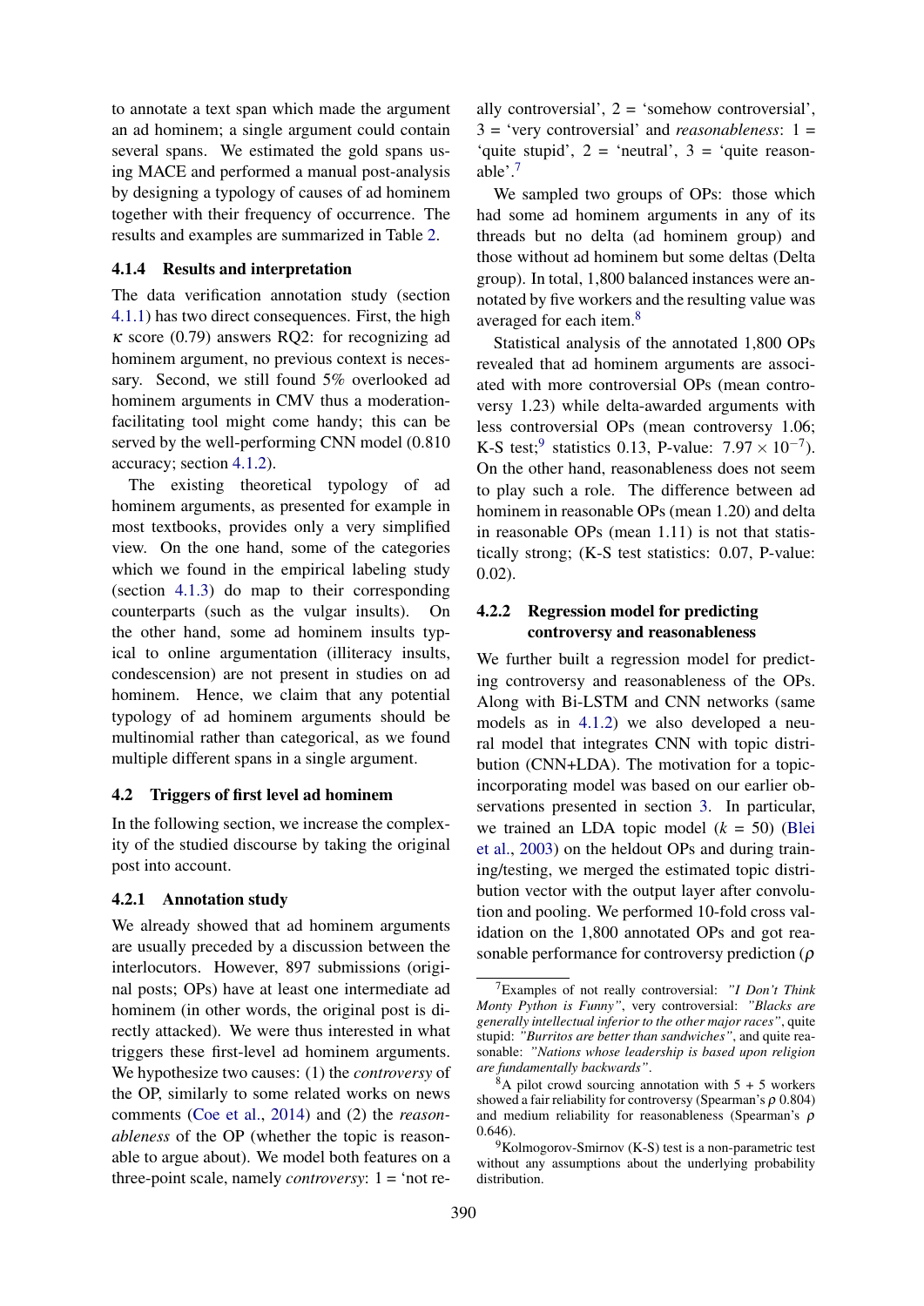to annotate a text span which made the argument an ad hominem; a single argument could contain several spans. We estimated the gold spans using MACE and performed a manual post-analysis by designing a typology of causes of ad hominem together with their frequency of occurrence. The results and examples are summarized in Table 2.

#### 4.1.4 Results and interpretation

The data verification annotation study (section 4.1.1) has two direct consequences. First, the high $\kappa$ score (0.79) answers RQ2: for recognizing ad hominem argument, no previous context is necessary. Second, we still found 5% overlooked ad hominem arguments in CMV thus a moderation-facilitating tool might come handy; this can be served by the well-performing CNN model (0.810 accuracy; section 4.1.2).

The existing theoretical typology of ad hominem arguments, as presented for example in most textbooks, provides only a very simplified view. On the one hand, some of the categories which we found in the empirical labeling study (section 4.1.3) do map to their corresponding counterparts (such as the vulgar insults). On the other hand, some ad hominem insults typical to online argumentation (illiteracy insults, condescension) are not present in studies on ad hominem. Hence, we claim that any potential typology of ad hominem arguments should be multinomial rather than categorical, as we found multiple different spans in a single argument.

### 4.2 Triggers of first level ad hominem

In the following section, we increase the complexity of the studied discourse by taking the original post into account.

#### 4.2.1 Annotation study

We already showed that ad hominem arguments are usually preceded by a discussion between the interlocutors. However, 897 submissions (original posts; OPs) have at least one intermediate ad hominem (in other words, the original post is directly attacked). We were thus interested in what triggers these first-level ad hominem arguments. We hypothesize two causes: (1) the *controversy* of the OP, similarly to some related works on news comments (Coe et al., 2014) and (2) the *reasonableness* of the OP (whether the topic is reasonable to argue about). We model both features on a three-point scale, namely *controversy*: 1 = 'not really controversial', 2 = 'somehow controversial', 3 = 'very controversial' and *reasonableness*: 1 = 'quite stupid', 2 = 'neutral', 3 = 'quite reasonable'.[7]

We sampled two groups of OPs: those which had some ad hominem arguments in any of its threads but no delta (ad hominem group) and those without ad hominem but some deltas (Delta group). In total, 1,800 balanced instances were annotated by five workers and the resulting value was averaged for each item.[8]

Statistical analysis of the annotated 1,800 OPs revealed that ad hominem arguments are associated with more controversial OPs (mean controversy 1.23) while delta-awarded arguments with less controversial OPs (mean controversy 1.06; K-S test;[9] statistics 0.13, P-value: $7.97 \times 10^{-7}$). On the other hand, reasonableness does not seem to play such a role. The difference between ad hominem in reasonable OPs (mean 1.20) and delta in reasonable OPs (mean 1.11) is not that statistically strong; (K-S test statistics: 0.07, P-value: 0.02).

#### 4.2.2 Regression model for predicting controversy and reasonableness

We further built a regression model for predicting controversy and reasonableness of the OPs. Along with Bi-LSTM and CNN networks (same models as in 4.1.2) we also developed a neural model that integrates CNN with topic distribution (CNN+LDA). The motivation for a topic-incorporating model was based on our earlier observations presented in section 3. In particular, we trained an LDA topic model ($k$ = 50) (Blei et al., 2003) on the heldout OPs and during training/testing, we merged the estimated topic distribution vector with the output layer after convolution and pooling. We performed 10-fold cross validation on the 1,800 annotated OPs and got reasonable performance for controversy prediction ($\rho$

---

[7] Examples of not really controversial: *"I Don't Think Monty Python is Funny"*, very controversial: *"Blacks are generally intellectual inferior to the other major races"*, quite stupid: *"Burritos are better than sandwiches"*, and quite reasonable: *"Nations whose leadership is based upon religion are fundamentally backwards"*.

[8] A pilot crowd sourcing annotation with 5 + 5 workers showed a fair reliability for controversy (Spearman's $\rho$ 0.804) and medium reliability for reasonableness (Spearman's $\rho$ 0.646).

[9] Kolmogorov-Smirnov (K-S) test is a non-parametric test without any assumptions about the underlying probability distribution.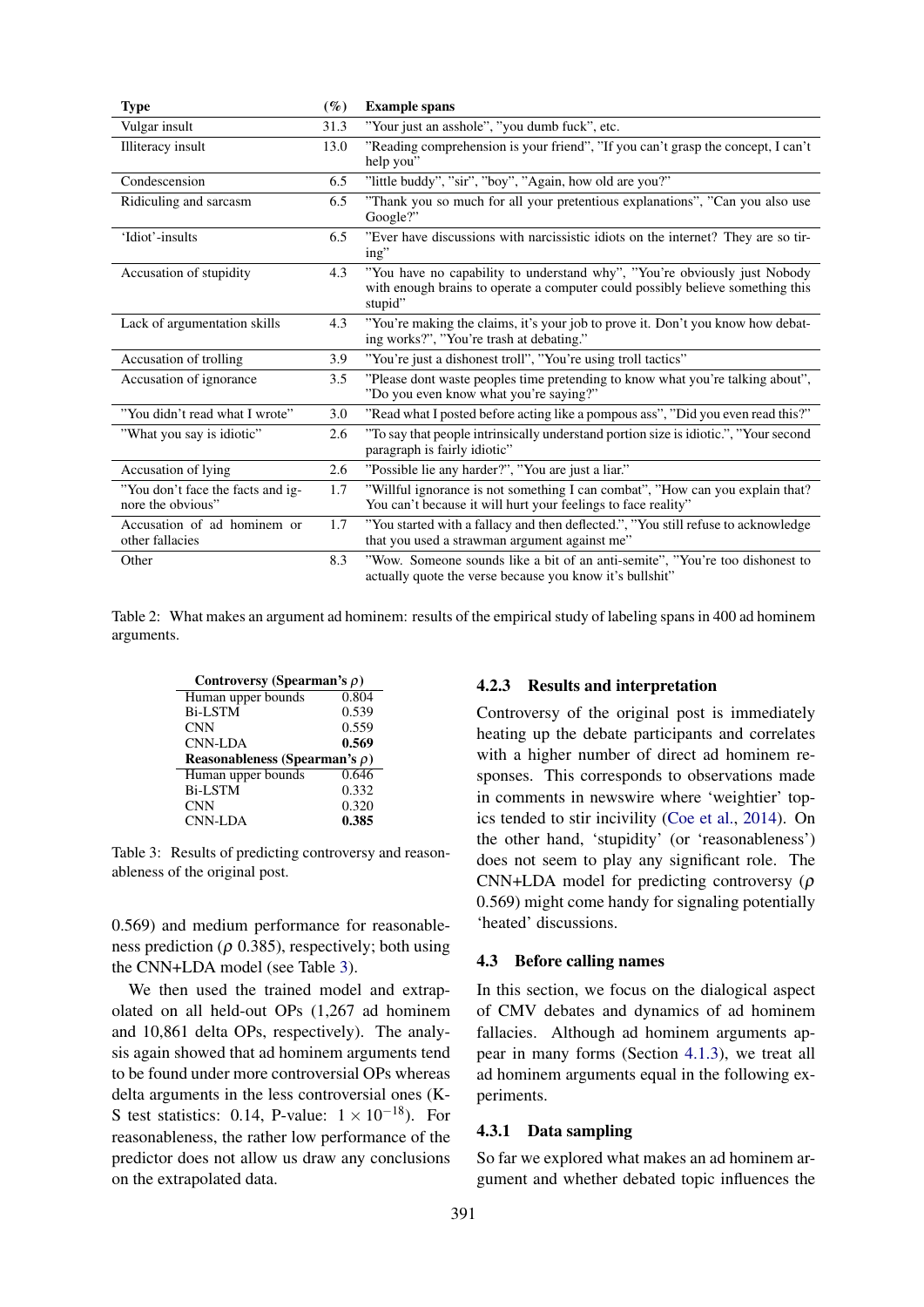| Type | (%) | Example spans |
|---|---|---|
| Vulgar insult | 31.3 | "Your just an asshole", "you dumb fuck", etc. |
| Illiteracy insult | 13.0 | "Reading comprehension is your friend", "If you can't grasp the concept, I can't help you" |
| Condescension | 6.5 | "little buddy", "sir", "boy", "Again, how old are you?" |
| Ridiculing and sarcasm | 6.5 | "Thank you so much for all your pretentious explanations", "Can you also use Google?" |
| 'Idiot'-insults | 6.5 | "Ever have discussions with narcissistic idiots on the internet? They are so tiring" |
| Accusation of stupidity | 4.3 | "You have no capability to understand why", "You're obviously just Nobody with enough brains to operate a computer could possibly believe something this stupid" |
| Lack of argumentation skills | 4.3 | "You're making the claims, it's your job to prove it. Don't you know how debating works?", "You're trash at debating." |
| Accusation of trolling | 3.9 | "You're just a dishonest troll", "You're using troll tactics" |
| Accusation of ignorance | 3.5 | "Please dont waste peoples time pretending to know what you're talking about", "Do you even know what you're saying?" |
| "You didn't read what I wrote" | 3.0 | "Read what I posted before acting like a pompous ass", "Did you even read this?" |
| "What you say is idiotic" | 2.6 | "To say that people intrinsically understand portion size is idiotic.", "Your second paragraph is fairly idiotic" |
| Accusation of lying | 2.6 | "Possible lie any harder?", "You are just a liar." |
| "You don't face the facts and ignore the obvious" | 1.7 | "Willful ignorance is not something I can combat", "How can you explain that? You can't because it will hurt your feelings to face reality" |
| Accusation of ad hominem or other fallacies | 1.7 | "You started with a fallacy and then deflected.", "You still refuse to acknowledge that you used a strawman argument against me" |
| Other | 8.3 | "Wow. Someone sounds like a bit of an anti-semite", "You're too dishonest to actually quote the verse because you know it's bullshit" |

Table 2: What makes an argument ad hominem: results of the empirical study of labeling spans in 400 ad hominem arguments.

| Controversy (Spearman's $\rho$) | |
|---|---|
| Human upper bounds | 0.804 |
| Bi-LSTM | 0.539 |
| CNN | 0.559 |
| CNN-LDA | **0.569** |
| **Reasonableness (Spearman's $\rho$)** | |
| Human upper bounds | 0.646 |
| Bi-LSTM | 0.332 |
| CNN | 0.320 |
| CNN-LDA | **0.385** |

Table 3: Results of predicting controversy and reasonableness of the original post.

0.569) and medium performance for reasonableness prediction ($\rho$ 0.385), respectively; both using the CNN+LDA model (see Table 3).

We then used the trained model and extrapolated on all held-out OPs (1,267 ad hominem and 10,861 delta OPs, respectively). The analysis again showed that ad hominem arguments tend to be found under more controversial OPs whereas delta arguments in the less controversial ones (K-S test statistics: 0.14, P-value: $1 \times 10^{-18}$). For reasonableness, the rather low performance of the predictor does not allow us draw any conclusions on the extrapolated data.

#### 4.2.3 Results and interpretation

Controversy of the original post is immediately heating up the debate participants and correlates with a higher number of direct ad hominem responses. This corresponds to observations made in comments in newswire where 'weightier' topics tended to stir incivility (Coe et al., 2014). On the other hand, 'stupidity' (or 'reasonableness') does not seem to play any significant role. The CNN+LDA model for predicting controversy ($\rho$ 0.569) might come handy for signaling potentially 'heated' discussions.

### 4.3 Before calling names

In this section, we focus on the dialogical aspect of CMV debates and dynamics of ad hominem fallacies. Although ad hominem arguments appear in many forms (Section 4.1.3), we treat all ad hominem arguments equal in the following experiments.

#### 4.3.1 Data sampling

So far we explored what makes an ad hominem argument and whether debated topic influences the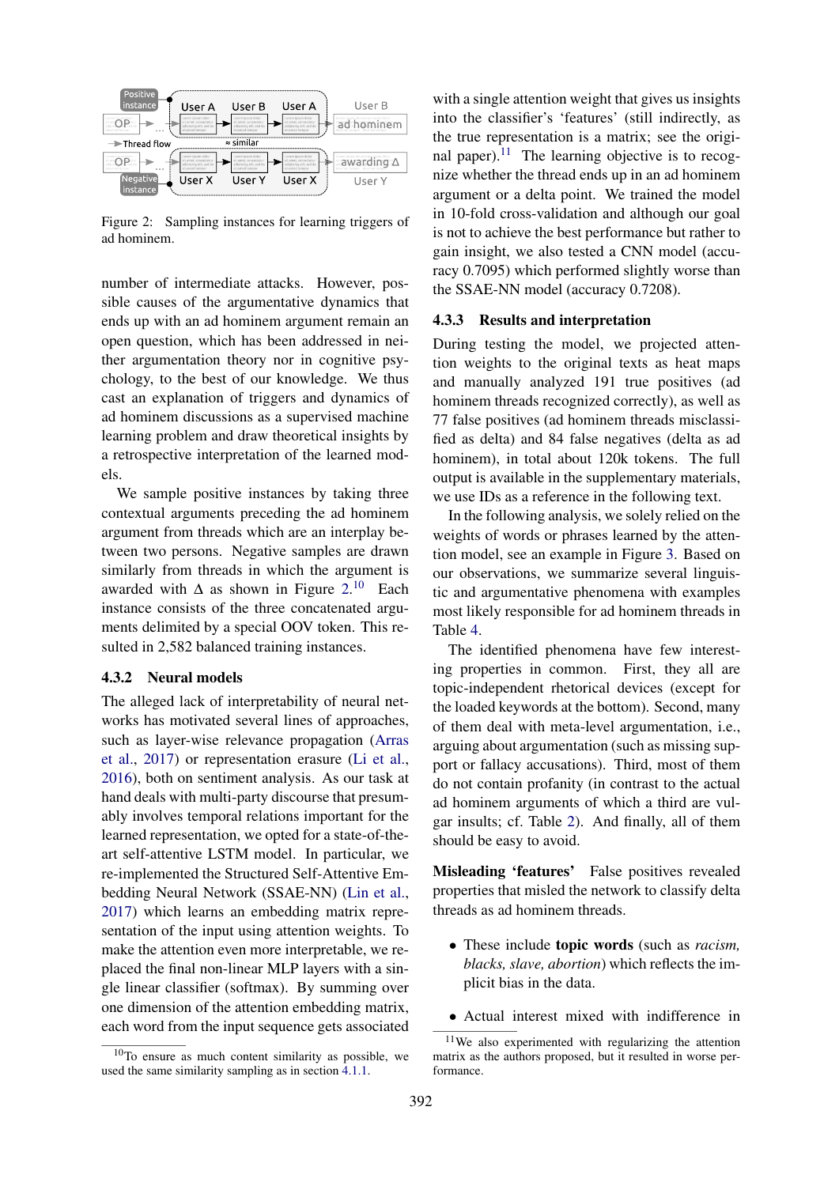Figure 2: Sampling instances for learning triggers of ad hominem.

number of intermediate attacks. However, possible causes of the argumentative dynamics that ends up with an ad hominem argument remain an open question, which has been addressed in neither argumentation theory nor in cognitive psychology, to the best of our knowledge. We thus cast an explanation of triggers and dynamics of ad hominem discussions as a supervised machine learning problem and draw theoretical insights by a retrospective interpretation of the learned models.

We sample positive instances by taking three contextual arguments preceding the ad hominem argument from threads which are an interplay between two persons. Negative samples are drawn similarly from threads in which the argument is awarded with Δ as shown in Figure 2.[10] Each instance consists of the three concatenated arguments delimited by a special OOV token. This resulted in 2,582 balanced training instances.

### 4.3.2 Neural models

The alleged lack of interpretability of neural networks has motivated several lines of approaches, such as layer-wise relevance propagation (Arras et al., 2017) or representation erasure (Li et al., 2016), both on sentiment analysis. As our task at hand deals with multi-party discourse that presumably involves temporal relations important for the learned representation, we opted for a state-of-the-art self-attentive LSTM model. In particular, we re-implemented the Structured Self-Attentive Embedding Neural Network (SSAE-NN) (Lin et al., 2017) which learns an embedding matrix representation of the input using attention weights. To make the attention even more interpretable, we replaced the final non-linear MLP layers with a single linear classifier (softmax). By summing over one dimension of the attention embedding matrix, each word from the input sequence gets associated with a single attention weight that gives us insights into the classifier's 'features' (still indirectly, as the true representation is a matrix; see the original paper).[11] The learning objective is to recognize whether the thread ends up in an ad hominem argument or a delta point. We trained the model in 10-fold cross-validation and although our goal is not to achieve the best performance but rather to gain insight, we also tested a CNN model (accuracy 0.7095) which performed slightly worse than the SSAE-NN model (accuracy 0.7208).

### 4.3.3 Results and interpretation

During testing the model, we projected attention weights to the original texts as heat maps and manually analyzed 191 true positives (ad hominem threads recognized correctly), as well as 77 false positives (ad hominem threads misclassified as delta) and 84 false negatives (delta as ad hominem), in total about 120k tokens. The full output is available in the supplementary materials, we use IDs as a reference in the following text.

In the following analysis, we solely relied on the weights of words or phrases learned by the attention model, see an example in Figure 3. Based on our observations, we summarize several linguistic and argumentative phenomena with examples most likely responsible for ad hominem threads in Table 4.

The identified phenomena have few interesting properties in common. First, they all are topic-independent rhetorical devices (except for the loaded keywords at the bottom). Second, many of them deal with meta-level argumentation, i.e., arguing about argumentation (such as missing support or fallacy accusations). Third, most of them do not contain profanity (in contrast to the actual ad hominem arguments of which a third are vulgar insults; cf. Table 2). And finally, all of them should be easy to avoid.

**Misleading 'features'** False positives revealed properties that misled the network to classify delta threads as ad hominem threads.

- These include **topic words** (such as *racism, blacks, slave, abortion*) which reflects the implicit bias in the data.
- Actual interest mixed with indifference in

[10] To ensure as much content similarity as possible, we used the same similarity sampling as in section 4.1.1.

[11] We also experimented with regularizing the attention matrix as the authors proposed, but it resulted in worse performance.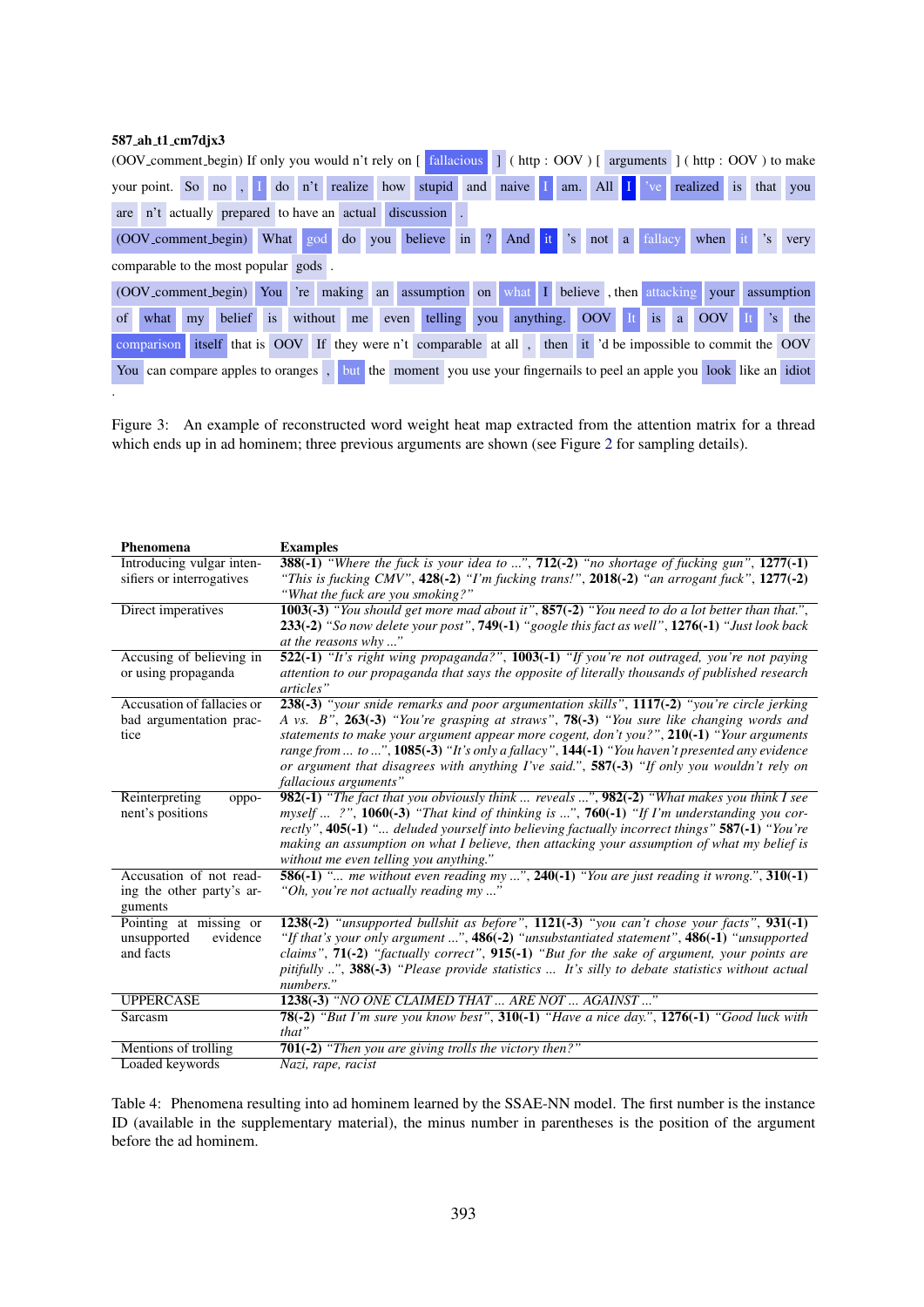**587_ah_t1_cm7djx3**

(OOV_comment_begin) If only you would n't rely on [ fallacious ] ( http : OOV ) [ arguments ] ( http : OOV ) to make your point. So no , I do n't realize how stupid and naive I am. All I 've realized is that you are n't actually prepared to have an actual discussion .

(OOV_comment_begin) What god do you believe in ? And it 's not a fallacy when it 's very comparable to the most popular gods .

(OOV_comment_begin) You 're making an assumption on what I believe , then attacking your assumption of what my belief is without me even telling you anything. OOV It is a OOV It 's the comparison itself that is OOV If they were n't comparable at all , then it 'd be impossible to commit the OOV You can compare apples to oranges , but the moment you use your fingernails to peel an apple you look like an idiot .

Figure 3: An example of reconstructed word weight heat map extracted from the attention matrix for a thread which ends up in ad hominem; three previous arguments are shown (see Figure 2 for sampling details).

| Phenomena | Examples |
|---|---|
| Introducing vulgar intensifiers or interrogatives | **388(-1)** *"Where the fuck is your idea to ..."*, **712(-2)** *"no shortage of fucking gun"*, **1277(-1)** *"This is fucking CMV"*, **428(-2)** *"I'm fucking trans!"*, **2018(-2)** *"an arrogant fuck"*, **1277(-2)** *"What the fuck are you smoking?"* |
| Direct imperatives | **1003(-3)** *"You should get more mad about it"*, **857(-2)** *"You need to do a lot better than that."*, **233(-2)** *"So now delete your post"*, **749(-1)** *"google this fact as well"*, **1276(-1)** *"Just look back at the reasons why ..."* |
| Accusing of believing in or using propaganda | **522(-1)** *"It's right wing propaganda?"*, **1003(-1)** *"If you're not outraged, you're not paying attention to our propaganda that says the opposite of literally thousands of published research articles"* |
| Accusation of fallacies or bad argumentation practice | **238(-3)** *"your snide remarks and poor argumentation skills"*, **1117(-2)** *"you're circle jerking A vs. B"*, **263(-3)** *"You're grasping at straws"*, **78(-3)** *"You sure like changing words and statements to make your argument appear more cogent, don't you?"*, **210(-1)** *"Your arguments range from ... to ..."*, **1085(-3)** *"It's only a fallacy"*, **144(-1)** *"You haven't presented any evidence or argument that disagrees with anything I've said."*, **587(-3)** *"If only you wouldn't rely on fallacious arguments"* |
| Reinterpreting opponent's positions | **982(-1)** *"The fact that you obviously think ... reveals ..."*, **982(-2)** *"What makes you think I see myself ... ?"*, **1060(-3)** *"That kind of thinking is ..."*, **760(-1)** *"If I'm understanding you correctly"*, **405(-1)** *"... deluded yourself into believing factually incorrect things"* **587(-1)** *"You're making an assumption on what I believe, then attacking your assumption of what my belief is without me even telling you anything."* |
| Accusation of not reading the other party's arguments | **586(-1)** *"... me without even reading my ..."*, **240(-1)** *"You are just reading it wrong."*, **310(-1)** *"Oh, you're not actually reading my ..."* |
| Pointing at missing or unsupported evidence and facts | **1238(-2)** *"unsupported bullshit as before"*, **1121(-3)** *"you can't chose your facts"*, **931(-1)** *"If that's your only argument ..."*, **486(-2)** *"unsubstantiated statement"*, **486(-1)** *"unsupported claims"*, **71(-2)** *"factually correct"*, **915(-1)** *"But for the sake of argument, your points are pitifully .."*, **388(-3)** *"Please provide statistics ... It's silly to debate statistics without actual numbers."* |
| UPPERCASE | **1238(-3)** *"NO ONE CLAIMED THAT ... ARE NOT ... AGAINST ..."* |
| Sarcasm | **78(-2)** *"But I'm sure you know best"*, **310(-1)** *"Have a nice day."*, **1276(-1)** *"Good luck with that"* |
| Mentions of trolling | **701(-2)** *"Then you are giving trolls the victory then?"* |
| Loaded keywords | *Nazi, rape, racist* |

Table 4: Phenomena resulting into ad hominem learned by the SSAE-NN model. The first number is the instance ID (available in the supplementary material), the minus number in parentheses is the position of the argument before the ad hominem.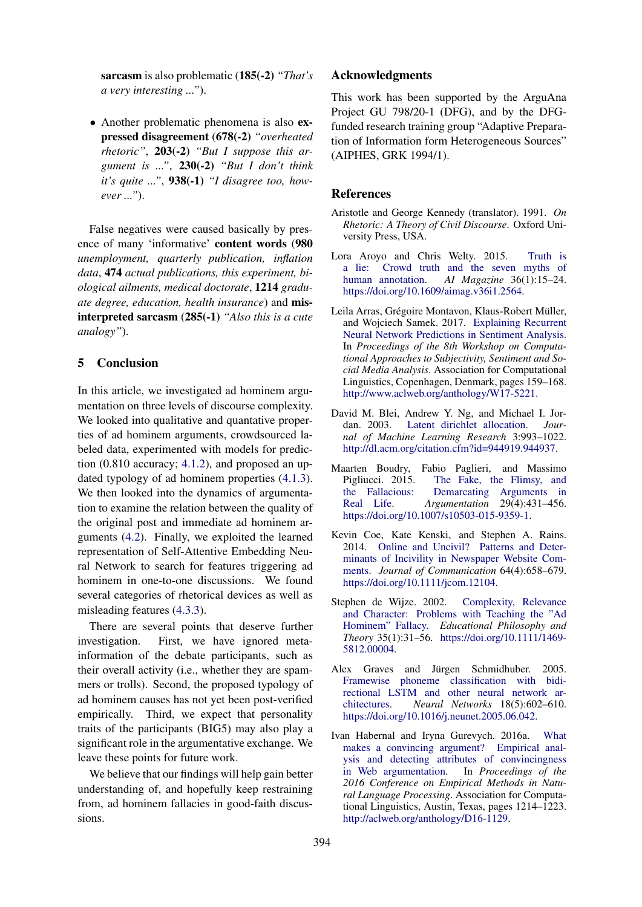**sarcasm** is also problematic (**185(-2)** *"That's a very interesting ..."*).

- Another problematic phenomena is also **expressed disagreement** (**678(-2)** *"overheated rhetoric"*, **203(-2)** *"But I suppose this argument is ..."*, **230(-2)** *"But I don't think it's quite ..."*, **938(-1)** *"I disagree too, however ..."*).

False negatives were caused basically by presence of many 'informative' **content words** (**980** *unemployment, quarterly publication, inflation data*, **474** *actual publications, this experiment, biological ailments, medical doctorate*, **1214** *graduate degree, education, health insurance*) and **misinterpreted sarcasm** (**285(-1)** *"Also this is a cute analogy"*).

## 5 Conclusion

In this article, we investigated ad hominem argumentation on three levels of discourse complexity. We looked into qualitative and quantative properties of ad hominem arguments, crowdsourced labeled data, experimented with models for prediction (0.810 accuracy; 4.1.2), and proposed an updated typology of ad hominem properties (4.1.3). We then looked into the dynamics of argumentation to examine the relation between the quality of the original post and immediate ad hominem arguments (4.2). Finally, we exploited the learned representation of Self-Attentive Embedding Neural Network to search for features triggering ad hominem in one-to-one discussions. We found several categories of rhetorical devices as well as misleading features (4.3.3).

There are several points that deserve further investigation. First, we have ignored meta-information of the debate participants, such as their overall activity (i.e., whether they are spammers or trolls). Second, the proposed typology of ad hominem causes has not yet been post-verified empirically. Third, we expect that personality traits of the participants (BIG5) may also play a significant role in the argumentative exchange. We leave these points for future work.

We believe that our findings will help gain better understanding of, and hopefully keep restraining from, ad hominem fallacies in good-faith discussions.

## Acknowledgments

This work has been supported by the ArguAna Project GU 798/20-1 (DFG), and by the DFG-funded research training group "Adaptive Preparation of Information form Heterogeneous Sources" (AIPHES, GRK 1994/1).

## References

Aristotle and George Kennedy (translator). 1991. *On Rhetoric: A Theory of Civil Discourse*. Oxford University Press, USA.

Lora Aroyo and Chris Welty. 2015. Truth is a lie: Crowd truth and the seven myths of human annotation. *AI Magazine* 36(1):15–24. https://doi.org/10.1609/aimag.v36i1.2564.

Leila Arras, Grégoire Montavon, Klaus-Robert Müller, and Wojciech Samek. 2017. Explaining Recurrent Neural Network Predictions in Sentiment Analysis. In *Proceedings of the 8th Workshop on Computational Approaches to Subjectivity, Sentiment and Social Media Analysis*. Association for Computational Linguistics, Copenhagen, Denmark, pages 159–168. http://www.aclweb.org/anthology/W17-5221.

David M. Blei, Andrew Y. Ng, and Michael I. Jordan. 2003. Latent dirichlet allocation. *Journal of Machine Learning Research* 3:993–1022. http://dl.acm.org/citation.cfm?id=944919.944937.

Maarten Boudry, Fabio Paglieri, and Massimo Pigliucci. 2015. The Fake, the Flimsy, and the Fallacious: Demarcating Arguments in Real Life. *Argumentation* 29(4):431–456. https://doi.org/10.1007/s10503-015-9359-1.

Kevin Coe, Kate Kenski, and Stephen A. Rains. 2014. Online and Uncivil? Patterns and Determinants of Incivility in Newspaper Website Comments. *Journal of Communication* 64(4):658–679. https://doi.org/10.1111/jcom.12104.

Stephen de Wijze. 2002. Complexity, Relevance and Character: Problems with Teaching the "Ad Hominem" Fallacy. *Educational Philosophy and Theory* 35(1):31–56. https://doi.org/10.1111/1469-5812.00004.

Alex Graves and Jürgen Schmidhuber. 2005. Framewise phoneme classification with bidirectional LSTM and other neural network architectures. *Neural Networks* 18(5):602–610. https://doi.org/10.1016/j.neunet.2005.06.042.

Ivan Habernal and Iryna Gurevych. 2016a. What makes a convincing argument? Empirical analysis and detecting attributes of convincingness in Web argumentation. In *Proceedings of the 2016 Conference on Empirical Methods in Natural Language Processing*. Association for Computational Linguistics, Austin, Texas, pages 1214–1223. http://aclweb.org/anthology/D16-1129.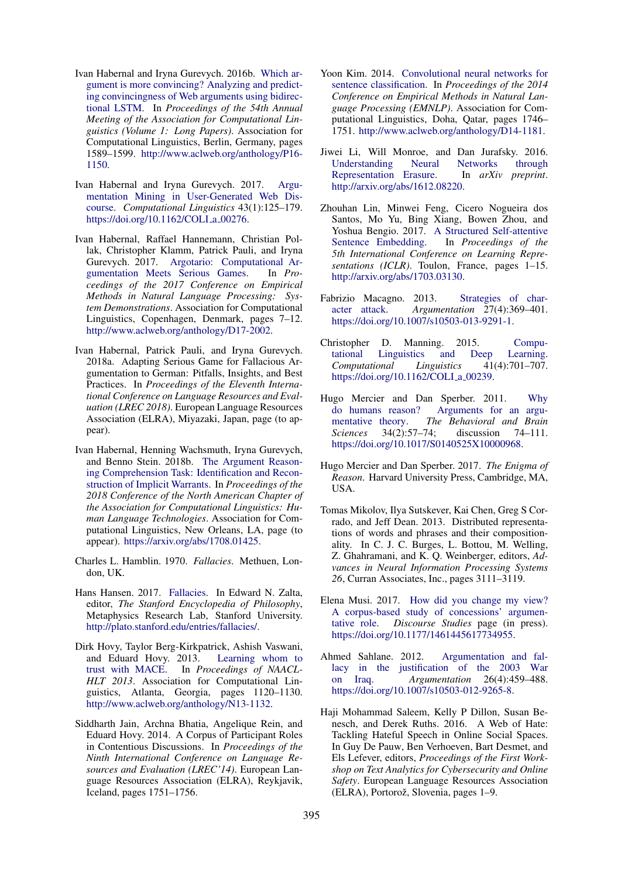Ivan Habernal and Iryna Gurevych. 2016b. Which argument is more convincing? Analyzing and predicting convincingness of Web arguments using bidirectional LSTM. In *Proceedings of the 54th Annual Meeting of the Association for Computational Linguistics (Volume 1: Long Papers)*. Association for Computational Linguistics, Berlin, Germany, pages 1589–1599. http://www.aclweb.org/anthology/P16-1150.

Ivan Habernal and Iryna Gurevych. 2017. Argumentation Mining in User-Generated Web Discourse. *Computational Linguistics* 43(1):125–179. https://doi.org/10.1162/COLI_a_00276.

Ivan Habernal, Raffael Hannemann, Christian Pollak, Christopher Klamm, Patrick Pauli, and Iryna Gurevych. 2017. Argotario: Computational Argumentation Meets Serious Games. In *Proceedings of the 2017 Conference on Empirical Methods in Natural Language Processing: System Demonstrations*. Association for Computational Linguistics, Copenhagen, Denmark, pages 7–12. http://www.aclweb.org/anthology/D17-2002.

Ivan Habernal, Patrick Pauli, and Iryna Gurevych. 2018a. Adapting Serious Game for Fallacious Argumentation to German: Pitfalls, Insights, and Best Practices. In *Proceedings of the Eleventh International Conference on Language Resources and Evaluation (LREC 2018)*. European Language Resources Association (ELRA), Miyazaki, Japan, page (to appear).

Ivan Habernal, Henning Wachsmuth, Iryna Gurevych, and Benno Stein. 2018b. The Argument Reasoning Comprehension Task: Identification and Reconstruction of Implicit Warrants. In *Proceedings of the 2018 Conference of the North American Chapter of the Association for Computational Linguistics: Human Language Technologies*. Association for Computational Linguistics, New Orleans, LA, page (to appear). https://arxiv.org/abs/1708.01425.

Charles L. Hamblin. 1970. *Fallacies*. Methuen, London, UK.

Hans Hansen. 2017. Fallacies. In Edward N. Zalta, editor, *The Stanford Encyclopedia of Philosophy*, Metaphysics Research Lab, Stanford University. http://plato.stanford.edu/entries/fallacies/.

Dirk Hovy, Taylor Berg-Kirkpatrick, Ashish Vaswani, and Eduard Hovy. 2013. Learning whom to trust with MACE. In *Proceedings of NAACL-HLT 2013*. Association for Computational Linguistics, Atlanta, Georgia, pages 1120–1130. http://www.aclweb.org/anthology/N13-1132.

Siddharth Jain, Archna Bhatia, Angelique Rein, and Eduard Hovy. 2014. A Corpus of Participant Roles in Contentious Discussions. In *Proceedings of the Ninth International Conference on Language Resources and Evaluation (LREC'14)*. European Language Resources Association (ELRA), Reykjavik, Iceland, pages 1751–1756.

Yoon Kim. 2014. Convolutional neural networks for sentence classification. In *Proceedings of the 2014 Conference on Empirical Methods in Natural Language Processing (EMNLP)*. Association for Computational Linguistics, Doha, Qatar, pages 1746–1751. http://www.aclweb.org/anthology/D14-1181.

Jiwei Li, Will Monroe, and Dan Jurafsky. 2016. Understanding Neural Networks through Representation Erasure. In *arXiv preprint*. http://arxiv.org/abs/1612.08220.

Zhouhan Lin, Minwei Feng, Cicero Nogueira dos Santos, Mo Yu, Bing Xiang, Bowen Zhou, and Yoshua Bengio. 2017. A Structured Self-attentive Sentence Embedding. In *Proceedings of the 5th International Conference on Learning Representations (ICLR)*. Toulon, France, pages 1–15. http://arxiv.org/abs/1703.03130.

Fabrizio Macagno. 2013. Strategies of character attack. *Argumentation* 27(4):369–401. https://doi.org/10.1007/s10503-013-9291-1.

Christopher D. Manning. 2015. Computational Linguistics and Deep Learning. *Computational Linguistics* 41(4):701–707. https://doi.org/10.1162/COLI_a_00239.

Hugo Mercier and Dan Sperber. 2011. Why do humans reason? Arguments for an argumentative theory. *The Behavioral and Brain Sciences* 34(2):57–74; discussion 74–111. https://doi.org/10.1017/S0140525X10000968.

Hugo Mercier and Dan Sperber. 2017. *The Enigma of Reason*. Harvard University Press, Cambridge, MA, USA.

Tomas Mikolov, Ilya Sutskever, Kai Chen, Greg S Corrado, and Jeff Dean. 2013. Distributed representations of words and phrases and their compositionality. In C. J. C. Burges, L. Bottou, M. Welling, Z. Ghahramani, and K. Q. Weinberger, editors, *Advances in Neural Information Processing Systems 26*, Curran Associates, Inc., pages 3111–3119.

Elena Musi. 2017. How did you change my view? A corpus-based study of concessions' argumentative role. *Discourse Studies* page (in press). https://doi.org/10.1177/1461445617734955.

Ahmed Sahlane. 2012. Argumentation and fallacy in the justification of the 2003 War on Iraq. *Argumentation* 26(4):459–488. https://doi.org/10.1007/s10503-012-9265-8.

Haji Mohammad Saleem, Kelly P Dillon, Susan Benesch, and Derek Ruths. 2016. A Web of Hate: Tackling Hateful Speech in Online Social Spaces. In Guy De Pauw, Ben Verhoeven, Bart Desmet, and Els Lefever, editors, *Proceedings of the First Workshop on Text Analytics for Cybersecurity and Online Safety*. European Language Resources Association (ELRA), Portorož, Slovenia, pages 1–9.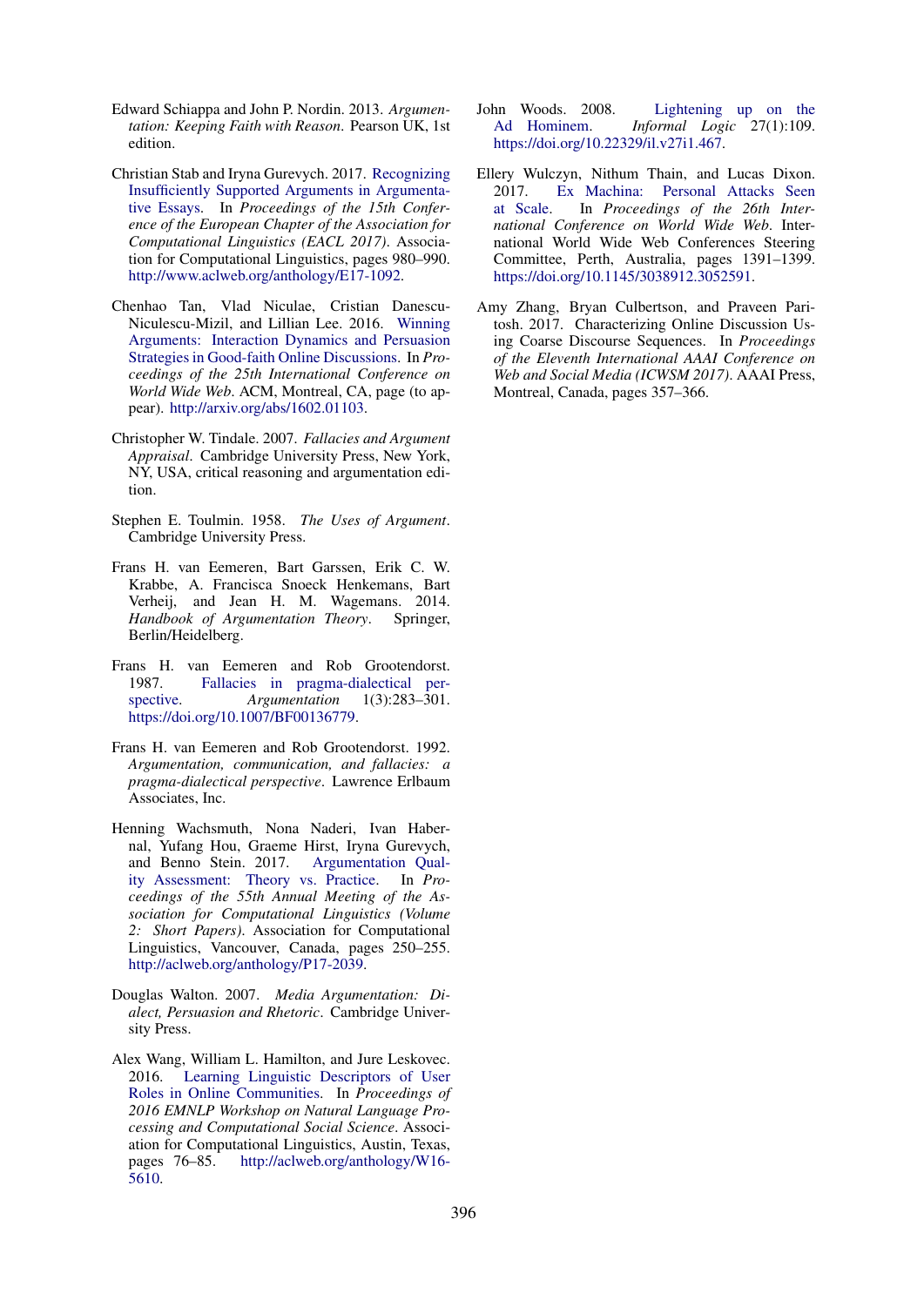Edward Schiappa and John P. Nordin. 2013. *Argumentation: Keeping Faith with Reason*. Pearson UK, 1st edition.

Christian Stab and Iryna Gurevych. 2017. Recognizing Insufficiently Supported Arguments in Argumentative Essays. In *Proceedings of the 15th Conference of the European Chapter of the Association for Computational Linguistics (EACL 2017)*. Association for Computational Linguistics, pages 980–990. http://www.aclweb.org/anthology/E17-1092.

Chenhao Tan, Vlad Niculae, Cristian Danescu-Niculescu-Mizil, and Lillian Lee. 2016. Winning Arguments: Interaction Dynamics and Persuasion Strategies in Good-faith Online Discussions. In *Proceedings of the 25th International Conference on World Wide Web*. ACM, Montreal, CA, page (to appear). http://arxiv.org/abs/1602.01103.

Christopher W. Tindale. 2007. *Fallacies and Argument Appraisal*. Cambridge University Press, New York, NY, USA, critical reasoning and argumentation edition.

Stephen E. Toulmin. 1958. *The Uses of Argument*. Cambridge University Press.

Frans H. van Eemeren, Bart Garssen, Erik C. W. Krabbe, A. Francisca Snoeck Henkemans, Bart Verheij, and Jean H. M. Wagemans. 2014. *Handbook of Argumentation Theory*. Springer, Berlin/Heidelberg.

Frans H. van Eemeren and Rob Grootendorst. 1987. Fallacies in pragma-dialectical perspective. *Argumentation* 1(3):283–301. https://doi.org/10.1007/BF00136779.

Frans H. van Eemeren and Rob Grootendorst. 1992. *Argumentation, communication, and fallacies: a pragma-dialectical perspective*. Lawrence Erlbaum Associates, Inc.

Henning Wachsmuth, Nona Naderi, Ivan Habernal, Yufang Hou, Graeme Hirst, Iryna Gurevych, and Benno Stein. 2017. Argumentation Quality Assessment: Theory vs. Practice. In *Proceedings of the 55th Annual Meeting of the Association for Computational Linguistics (Volume 2: Short Papers)*. Association for Computational Linguistics, Vancouver, Canada, pages 250–255. http://aclweb.org/anthology/P17-2039.

Douglas Walton. 2007. *Media Argumentation: Dialect, Persuasion and Rhetoric*. Cambridge University Press.

Alex Wang, William L. Hamilton, and Jure Leskovec. 2016. Learning Linguistic Descriptors of User Roles in Online Communities. In *Proceedings of 2016 EMNLP Workshop on Natural Language Processing and Computational Social Science*. Association for Computational Linguistics, Austin, Texas, pages 76–85. http://aclweb.org/anthology/W16-5610.

John Woods. 2008. Lightening up on the Ad Hominem. *Informal Logic* 27(1):109. https://doi.org/10.22329/il.v27i1.467.

Ellery Wulczyn, Nithum Thain, and Lucas Dixon. 2017. Ex Machina: Personal Attacks Seen at Scale. In *Proceedings of the 26th International Conference on World Wide Web*. International World Wide Web Conferences Steering Committee, Perth, Australia, pages 1391–1399. https://doi.org/10.1145/3038912.3052591.

Amy Zhang, Bryan Culbertson, and Praveen Paritosh. 2017. Characterizing Online Discussion Using Coarse Discourse Sequences. In *Proceedings of the Eleventh International AAAI Conference on Web and Social Media (ICWSM 2017)*. AAAI Press, Montreal, Canada, pages 357–366.